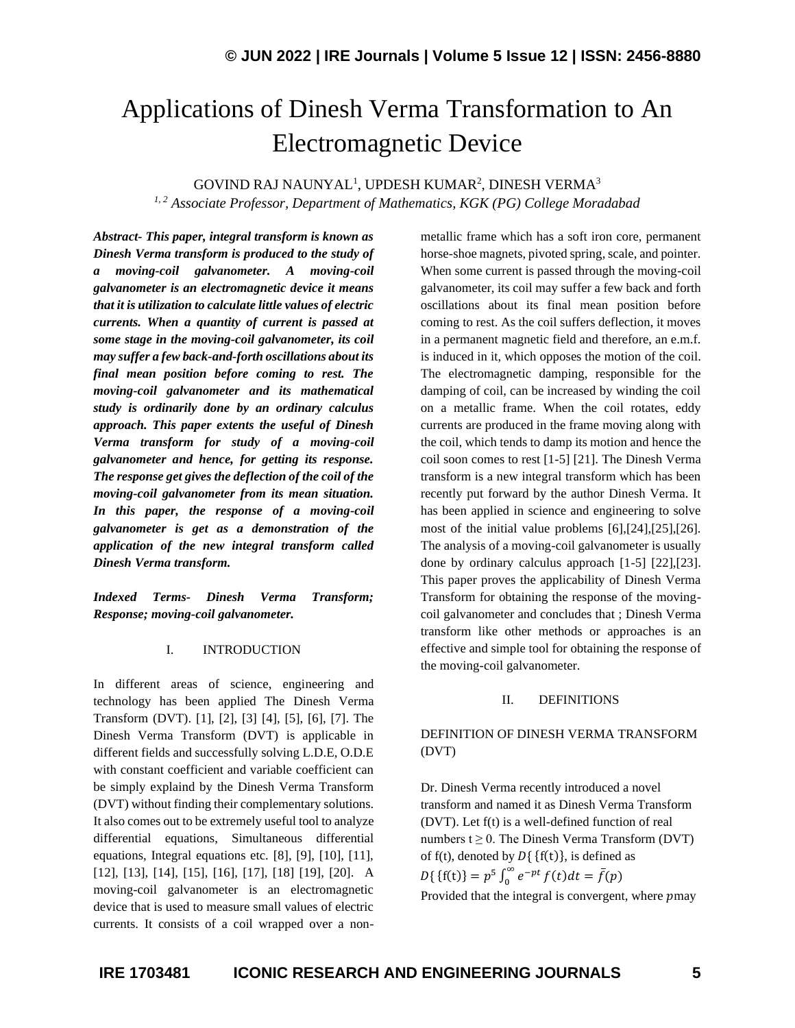# Applications of Dinesh Verma Transformation to An Electromagnetic Device

GOVIND RAJ NAUNYAL[1], UPDESH KUMAR[2], DINESH VERMA[3]

*[1, 2] Associate Professor, Department of Mathematics, KGK (PG) College Moradabad*

***Abstract- This paper, integral transform is known as Dinesh Verma transform is produced to the study of a moving-coil galvanometer. A moving-coil galvanometer is an electromagnetic device it means that it is utilization to calculate little values of electric currents. When a quantity of current is passed at some stage in the moving-coil galvanometer, its coil may suffer a few back-and-forth oscillations about its final mean position before coming to rest. The moving-coil galvanometer and its mathematical study is ordinarily done by an ordinary calculus approach. This paper extents the useful of Dinesh Verma transform for study of a moving-coil galvanometer and hence, for getting its response. The response get gives the deflection of the coil of the moving-coil galvanometer from its mean situation. In this paper, the response of a moving-coil galvanometer is get as a demonstration of the application of the new integral transform called Dinesh Verma transform.***

***Indexed Terms- Dinesh Verma Transform; Response; moving-coil galvanometer.***

## I. INTRODUCTION

In different areas of science, engineering and technology has been applied The Dinesh Verma Transform (DVT). [1], [2], [3] [4], [5], [6], [7]. The Dinesh Verma Transform (DVT) is applicable in different fields and successfully solving L.D.E, O.D.E with constant coefficient and variable coefficient can be simply explaind by the Dinesh Verma Transform (DVT) without finding their complementary solutions. It also comes out to be extremely useful tool to analyze differential equations, Simultaneous differential equations, Integral equations etc. [8], [9], [10], [11], [12], [13], [14], [15], [16], [17], [18] [19], [20]. A moving-coil galvanometer is an electromagnetic device that is used to measure small values of electric currents. It consists of a coil wrapped over a non-metallic frame which has a soft iron core, permanent horse-shoe magnets, pivoted spring, scale, and pointer. When some current is passed through the moving-coil galvanometer, its coil may suffer a few back and forth oscillations about its final mean position before coming to rest. As the coil suffers deflection, it moves in a permanent magnetic field and therefore, an e.m.f. is induced in it, which opposes the motion of the coil. The electromagnetic damping, responsible for the damping of coil, can be increased by winding the coil on a metallic frame. When the coil rotates, eddy currents are produced in the frame moving along with the coil, which tends to damp its motion and hence the coil soon comes to rest [1-5] [21]. The Dinesh Verma transform is a new integral transform which has been recently put forward by the author Dinesh Verma. It has been applied in science and engineering to solve most of the initial value problems [6],[24],[25],[26]. The analysis of a moving-coil galvanometer is usually done by ordinary calculus approach [1-5] [22],[23]. This paper proves the applicability of Dinesh Verma Transform for obtaining the response of the moving-coil galvanometer and concludes that ; Dinesh Verma transform like other methods or approaches is an effective and simple tool for obtaining the response of the moving-coil galvanometer.

## II. DEFINITIONS

### DEFINITION OF DINESH VERMA TRANSFORM (DVT)

Dr. Dinesh Verma recently introduced a novel transform and named it as Dinesh Verma Transform (DVT). Let f(t) is a well-defined function of real numbers $t \geq 0$. The Dinesh Verma Transform (DVT) of f(t), denoted by $D\{\{f(t)\}$, is defined as

$$D\{\{f(t)\} = p^5 \int_0^\infty e^{-pt} f(t) dt = \bar{f}(p)$$

Provided that the integral is convergent, where $p$ may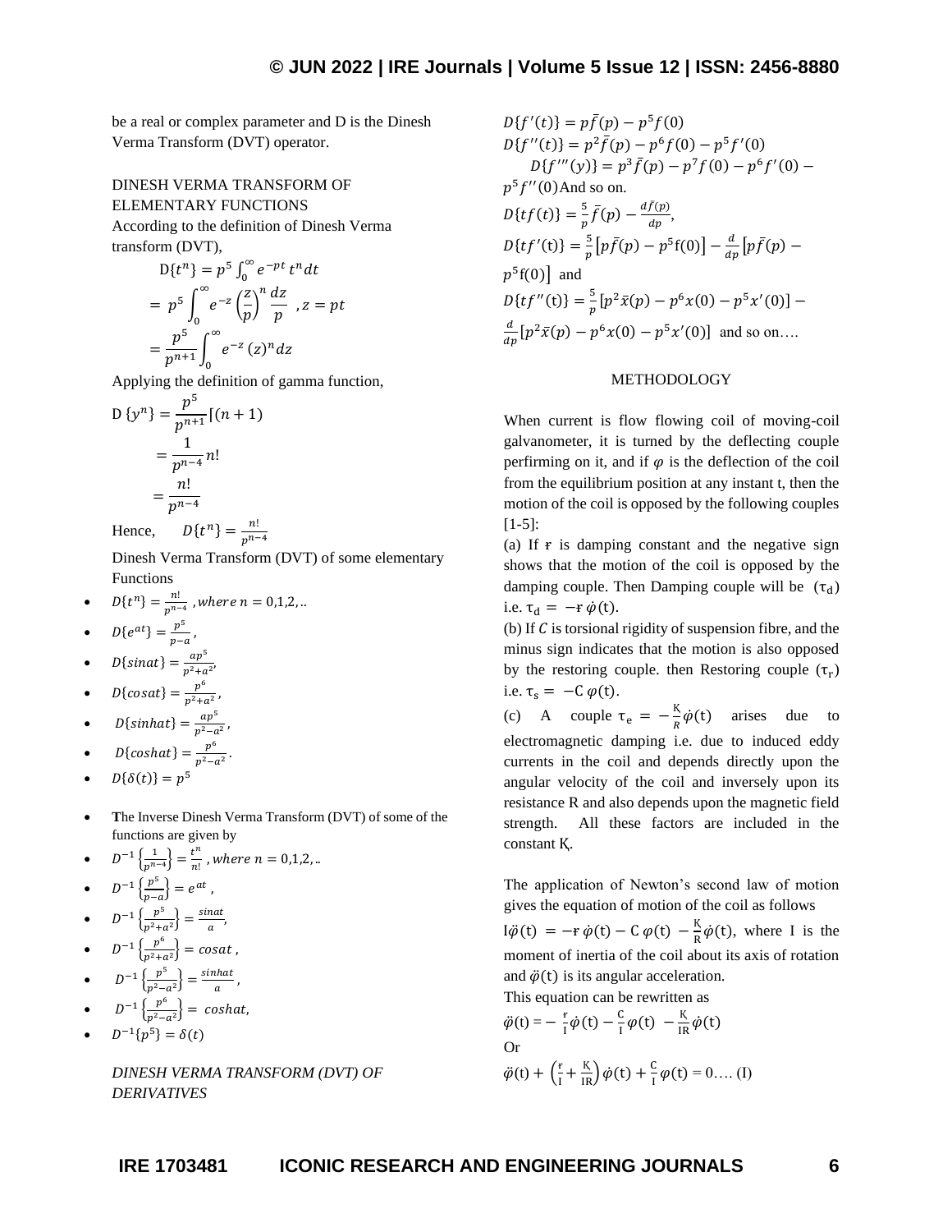be a real or complex parameter and D is the Dinesh Verma Transform (DVT) operator.

DINESH VERMA TRANSFORM OF ELEMENTARY FUNCTIONS

According to the definition of Dinesh Verma transform (DVT),

$$\mathrm{D}\{t^n\} = p^5 \int_0^\infty e^{-pt}\, t^n dt$$

$$= p^5 \int_0^\infty e^{-z} \left(\frac{z}{p}\right)^n \frac{dz}{p} \;, z = pt$$

$$= \frac{p^5}{p^{n+1}} \int_0^\infty e^{-z}\,(z)^n dz$$

Applying the definition of gamma function,

$$\mathrm{D}\,\{y^n\} = \frac{p^5}{p^{n+1}} \lceil(n+1)$$

$$= \frac{1}{p^{n-4}}\, n!$$

$$= \frac{n!}{p^{n-4}}$$

Hence, $D\{t^n\} = \frac{n!}{p^{n-4}}$

Dinesh Verma Transform (DVT) of some elementary Functions

- $D\{t^n\} = \frac{n!}{p^{n-4}}$ , *where* $n = 0,1,2,..$
- $D\{e^{at}\} = \frac{p^5}{p-a}$ ,
- $D\{sinat\} = \frac{ap^5}{p^2+a^2}$,
- $D\{cosat\} = \frac{p^6}{p^2+a^2}$ ,
- $D\{sinhat\} = \frac{ap^5}{p^2-a^2}$ ,
- $D\{coshat\} = \frac{p^6}{p^2-a^2}$ .
- $D\{\delta(t)\} = p^5$

- **T**he Inverse Dinesh Verma Transform (DVT) of some of the functions are given by
- $D^{-1}\left\{\frac{1}{p^{n-4}}\right\} = \frac{t^n}{n!}$ , *where* $n = 0,1,2,..$
- $D^{-1}\left\{\frac{p^5}{p-a}\right\} = e^{at}$ ,
- $D^{-1}\left\{\frac{p^5}{p^2+a^2}\right\} = \frac{sinat}{a}$,
- $D^{-1}\left\{\frac{p^6}{p^2+a^2}\right\} = cosat$ ,
- $D^{-1}\left\{\frac{p^5}{p^2-a^2}\right\} = \frac{sinhat}{a}$ ,
- $D^{-1}\left\{\frac{p^6}{p^2-a^2}\right\} = coshat$,
- $D^{-1}\{p^5\} = \delta(t)$

*DINESH VERMA TRANSFORM (DVT) OF DERIVATIVES*

$D\{f'(t)\} = p\bar{f}(p) - p^5 f(0)$

$D\{f''(t)\} = p^2\bar{f}(p) - p^6 f(0) - p^5 f'(0)$

$D\{f'''(y)\} = p^3\bar{f}(p) - p^7 f(0) - p^6 f'(0) - p^5 f''(0)$ And so on.

$D\{tf(t)\} = \frac{5}{p}\bar{f}(p) - \frac{d\bar{f}(p)}{dp}$,

$D\{tf'(\mathrm{t})\} = \frac{5}{p}\left[p\bar{f}(p) - p^5\mathrm{f}(0)\right] - \frac{d}{dp}\left[p\bar{f}(p) - p^5\mathrm{f}(0)\right]$ and

$D\{tf''(\mathrm{t})\} = \frac{5}{p}\left[p^2\bar{x}(p) - p^6 x(0) - p^5 x'(0)\right] - \frac{d}{dp}\left[p^2\bar{x}(p) - p^6 x(0) - p^5 x'(0)\right]$ and so on….

METHODOLOGY

When current is flow flowing coil of moving-coil galvanometer, it is turned by the deflecting couple perfirming on it, and if $\varphi$ is the deflection of the coil from the equilibrium position at any instant t, then the motion of the coil is opposed by the following couples [1-5]:

(a) If ꝛ is damping constant and the negative sign shows that the motion of the coil is opposed by the damping couple. Then Damping couple will be $(\tau_\mathrm{d})$ i.e. $\tau_\mathrm{d} = -ꝛ\,\dot{\varphi}(\mathrm{t})$.

(b) If $C$ is torsional rigidity of suspension fibre, and the minus sign indicates that the motion is also opposed by the restoring couple. then Restoring couple $(\tau_\mathrm{r})$ i.e. $\tau_\mathrm{s} = -\mathrm{C}\,\varphi(\mathrm{t})$.

(c) A couple $\tau_\mathrm{e} = -\frac{\mathrm{K}}{R}\dot{\varphi}(\mathrm{t})$ arises due to electromagnetic damping i.e. due to induced eddy currents in the coil and depends directly upon the angular velocity of the coil and inversely upon its resistance R and also depends upon the magnetic field strength. All these factors are included in the constant Ꝁ.

The application of Newton's second law of motion gives the equation of motion of the coil as follows

$\mathrm{I}\ddot{\varphi}(\mathrm{t}) = -ꝛ\,\dot{\varphi}(\mathrm{t}) - \mathrm{C}\,\varphi(\mathrm{t}) - \frac{\mathrm{K}}{\mathrm{R}}\dot{\varphi}(\mathrm{t})$, where I is the moment of inertia of the coil about its axis of rotation and $\ddot{\varphi}(\mathrm{t})$ is its angular acceleration.

This equation can be rewritten as

$$\ddot{\varphi}(\mathrm{t}) = -\frac{ꝛ}{\mathrm{I}}\dot{\varphi}(\mathrm{t}) - \frac{\mathrm{C}}{\mathrm{I}}\varphi(\mathrm{t}) - \frac{\mathrm{K}}{\mathrm{IR}}\dot{\varphi}(\mathrm{t})$$

Or

$$\ddot{\varphi}(\mathrm{t}) + \left(\frac{ꝛ}{\mathrm{I}} + \frac{\mathrm{K}}{\mathrm{IR}}\right)\dot{\varphi}(\mathrm{t}) + \frac{\mathrm{C}}{\mathrm{I}}\varphi(\mathrm{t}) = 0 \;…. \text{(I)}$$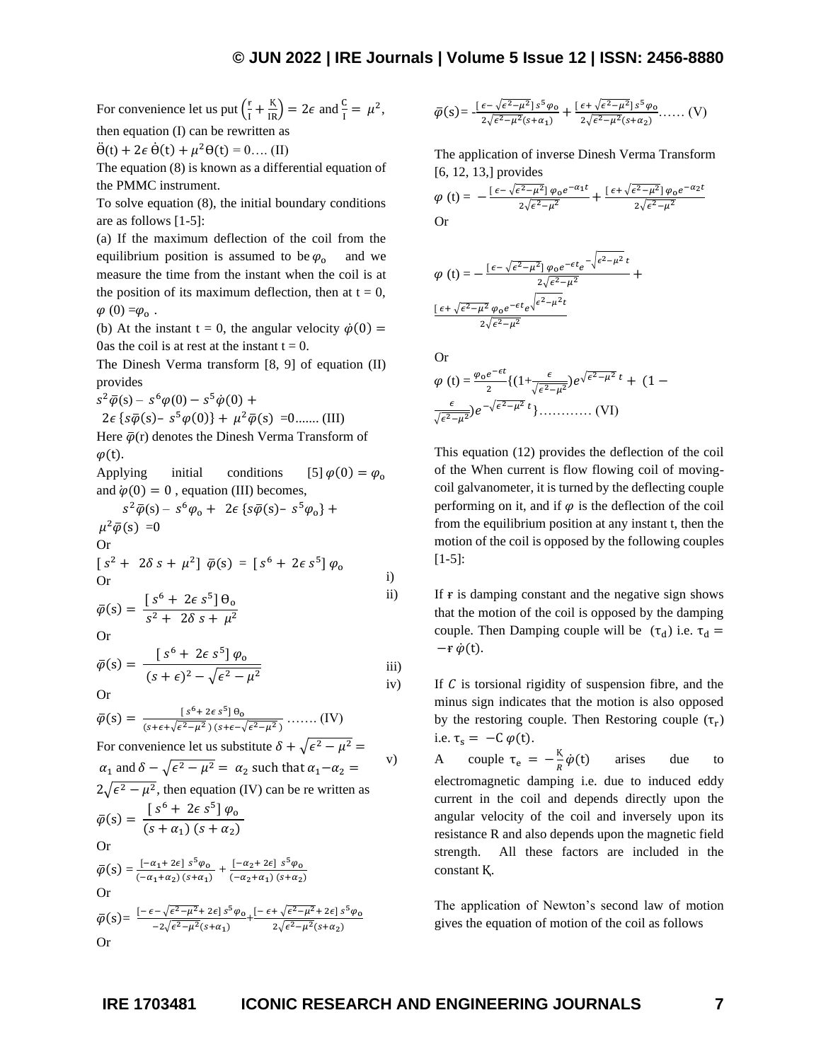For convenience let us put $\left(\frac{r}{I}+\frac{K}{IR}\right)=2\epsilon$ and $\frac{C}{I}=\mu^2$, then equation (I) can be rewritten as

$\ddot{\Theta}(t)+2\epsilon\,\dot{\Theta}(t)+\mu^2\Theta(t)=0$…. (II)

The equation (8) is known as a differential equation of the PMMC instrument.

To solve equation (8), the initial boundary conditions are as follows [1-5]:

(a) If the maximum deflection of the coil from the equilibrium position is assumed to be $\varphi_o$ and we measure the time from the instant when the coil is at the position of its maximum deflection, then at t = 0, $\varphi(0)=\varphi_o$ .

(b) At the instant t = 0, the angular velocity $\dot{\varphi}(0)=0$as the coil is at rest at the instant t = 0.

The Dinesh Verma transform [8, 9] of equation (II) provides

$$s^2\bar{\varphi}(s)-s^6\varphi(0)-s^5\dot{\varphi}(0)+2\epsilon\{s\bar{\varphi}(s)-s^5\varphi(0)\}+\mu^2\bar{\varphi}(s)=0 \text{....... (III)}$$

Here $\bar{\varphi}(r)$ denotes the Dinesh Verma Transform of $\varphi(t)$.

Applying initial conditions [5] $\varphi(0)=\varphi_o$ and $\dot{\varphi}(0)=0$ , equation (III) becomes,

$$s^2\bar{\varphi}(s)-s^6\varphi_o+2\epsilon\{s\bar{\varphi}(s)-s^5\varphi_o\}+\mu^2\bar{\varphi}(s)=0$$

Or

$$[s^2+2\delta s+\mu^2]\,\bar{\varphi}(s)=[s^6+2\epsilon s^5]\,\varphi_o$$

Or

$$\bar{\varphi}(s)=\frac{[s^6+2\epsilon s^5]\,\Theta_o}{s^2+2\delta s+\mu^2}$$

Or

$$\bar{\varphi}(s)=\frac{[s^6+2\epsilon s^5]\,\varphi_o}{(s+\epsilon)^2-\sqrt{\epsilon^2-\mu^2}}$$

Or

$$\bar{\varphi}(s)=\frac{[s^6+2\epsilon s^5]\,\Theta_o}{(s+\epsilon+\sqrt{\epsilon^2-\mu^2})\,(s+\epsilon-\sqrt{\epsilon^2-\mu^2})} \text{ ....... (IV)}$$

For convenience let us substitute $\delta+\sqrt{\epsilon^2-\mu^2}=\alpha_1$ and $\delta-\sqrt{\epsilon^2-\mu^2}=\alpha_2$ such that $\alpha_1-\alpha_2=2\sqrt{\epsilon^2-\mu^2}$, then equation (IV) can be re written as

$$\bar{\varphi}(s)=\frac{[s^6+2\epsilon s^5]\,\varphi_o}{(s+\alpha_1)\,(s+\alpha_2)}$$

Or

$$\bar{\varphi}(s)=\frac{[-\alpha_1+2\epsilon]\,s^5\varphi_o}{(-\alpha_1+\alpha_2)\,(s+\alpha_1)}+\frac{[-\alpha_2+2\epsilon]\,s^5\varphi_o}{(-\alpha_2+\alpha_1)\,(s+\alpha_2)}$$

Or

$$\bar{\varphi}(s)=\frac{[-\epsilon-\sqrt{\epsilon^2-\mu^2}+2\epsilon]\,s^5\varphi_o}{-2\sqrt{\epsilon^2-\mu^2}(s+\alpha_1)}+\frac{[-\epsilon+\sqrt{\epsilon^2-\mu^2}+2\epsilon]\,s^5\varphi_o}{2\sqrt{\epsilon^2-\mu^2}(s+\alpha_2)}$$

Or

$$\bar{\varphi}(s)=-\frac{[\epsilon-\sqrt{\epsilon^2-\mu^2}]\,s^5\varphi_o}{2\sqrt{\epsilon^2-\mu^2}(s+\alpha_1)}+\frac{[\epsilon+\sqrt{\epsilon^2-\mu^2}]\,s^5\varphi_o}{2\sqrt{\epsilon^2-\mu^2}(s+\alpha_2)} \text{...... (V)}$$

The application of inverse Dinesh Verma Transform [6, 12, 13,] provides

$$\varphi(t)=-\frac{[\epsilon-\sqrt{\epsilon^2-\mu^2}]\,\varphi_o e^{-\alpha_1 t}}{2\sqrt{\epsilon^2-\mu^2}}+\frac{[\epsilon+\sqrt{\epsilon^2-\mu^2}]\,\varphi_o e^{-\alpha_2 t}}{2\sqrt{\epsilon^2-\mu^2}}$$

Or

$$\varphi(t)=-\frac{[\epsilon-\sqrt{\epsilon^2-\mu^2}]\,\varphi_o e^{-\epsilon t}e^{-\sqrt{\epsilon^2-\mu^2}\,t}}{2\sqrt{\epsilon^2-\mu^2}}+\frac{[\epsilon+\sqrt{\epsilon^2-\mu^2}\,\varphi_o e^{-\epsilon t}e^{\sqrt{\epsilon^2-\mu^2}t}}{2\sqrt{\epsilon^2-\mu^2}}$$

Or

$$\varphi(t)=\frac{\varphi_o e^{-\epsilon t}}{2}\{(1+\frac{\epsilon}{\sqrt{\epsilon^2-\mu^2}})e^{\sqrt{\epsilon^2-\mu^2}\,t}+(1-\frac{\epsilon}{\sqrt{\epsilon^2-\mu^2}})e^{-\sqrt{\epsilon^2-\mu^2}\,t}\} \text{............ (VI)}$$

This equation (12) provides the deflection of the coil of the When current is flow flowing coil of moving-coil galvanometer, it is turned by the deflecting couple performing on it, and if $\varphi$ is the deflection of the coil from the equilibrium position at any instant t, then the motion of the coil is opposed by the following couples [1-5]:

i)
ii) If r is damping constant and the negative sign shows that the motion of the coil is opposed by the damping couple. Then Damping couple will be $(\tau_d)$ i.e. $\tau_d=-r\,\dot{\varphi}(t)$.
iii)
iv) If $C$ is torsional rigidity of suspension fibre, and the minus sign indicates that the motion is also opposed by the restoring couple. Then Restoring couple $(\tau_r)$ i.e. $\tau_s=-C\,\varphi(t)$.
v) A couple $\tau_e=-\frac{K}{R}\dot{\varphi}(t)$ arises due to electromagnetic damping i.e. due to induced eddy current in the coil and depends directly upon the angular velocity of the coil and inversely upon its resistance R and also depends upon the magnetic field strength. All these factors are included in the constant K.

The application of Newton's second law of motion gives the equation of motion of the coil as follows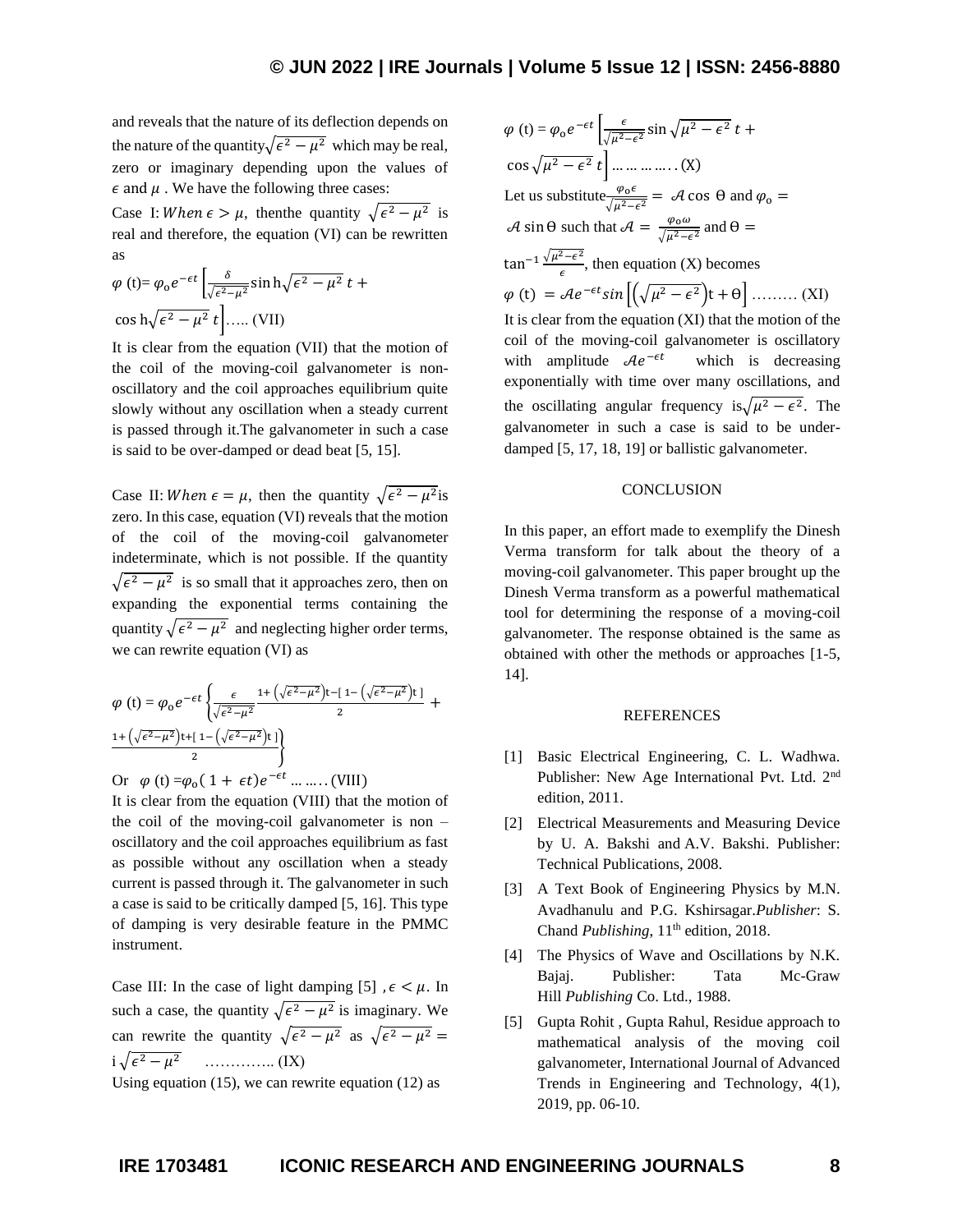and reveals that the nature of its deflection depends on the nature of the quantity $\sqrt{\epsilon^2 - \mu^2}$ which may be real, zero or imaginary depending upon the values of $\epsilon$ and $\mu$ . We have the following three cases:

Case I: $When\ \epsilon > \mu$, thenthe quantity $\sqrt{\epsilon^2 - \mu^2}$ is real and therefore, the equation (VI) can be rewritten as

$$\varphi\ (t) = \varphi_o e^{-\epsilon t}\left[\frac{\delta}{\sqrt{\epsilon^2-\mu^2}}\sin h\sqrt{\epsilon^2-\mu^2}\ t + \cos h\sqrt{\epsilon^2-\mu^2}\ t\right] \ldots.. \text{(VII)}$$

It is clear from the equation (VII) that the motion of the coil of the moving-coil galvanometer is non-oscillatory and the coil approaches equilibrium quite slowly without any oscillation when a steady current is passed through it.The galvanometer in such a case is said to be over-damped or dead beat [5, 15].

Case II: $When\ \epsilon = \mu$, then the quantity $\sqrt{\epsilon^2 - \mu^2}$is zero. In this case, equation (VI) reveals that the motion of the coil of the moving-coil galvanometer indeterminate, which is not possible. If the quantity $\sqrt{\epsilon^2 - \mu^2}$ is so small that it approaches zero, then on expanding the exponential terms containing the quantity $\sqrt{\epsilon^2 - \mu^2}$ and neglecting higher order terms, we can rewrite equation (VI) as

$$\varphi\ (t) = \varphi_o e^{-\epsilon t}\left\{\frac{\epsilon}{\sqrt{\epsilon^2-\mu^2}}\frac{1+\left(\sqrt{\epsilon^2-\mu^2}\right)t-\left[\,1-\left(\sqrt{\epsilon^2-\mu^2}\right)t\,\right]}{2} + \frac{1+\left(\sqrt{\epsilon^2-\mu^2}\right)t+\left[\,1-\left(\sqrt{\epsilon^2-\mu^2}\right)t\,\right]}{2}\right\}$$

Or $\varphi\ (t) = \varphi_o(\,1+\ \epsilon t)e^{-\epsilon t} \ldots \ldots \text{(VIII)}$

It is clear from the equation (VIII) that the motion of the coil of the moving-coil galvanometer is non – oscillatory and the coil approaches equilibrium as fast as possible without any oscillation when a steady current is passed through it. The galvanometer in such a case is said to be critically damped [5, 16]. This type of damping is very desirable feature in the PMMC instrument.

Case III: In the case of light damping [5] $, \epsilon < \mu$. In such a case, the quantity $\sqrt{\epsilon^2 - \mu^2}$ is imaginary. We can rewrite the quantity $\sqrt{\epsilon^2 - \mu^2}$ as $\sqrt{\epsilon^2 - \mu^2} = \mathrm{i}\sqrt{\epsilon^2 - \mu^2}$ ………….. (IX)

Using equation (15), we can rewrite equation (12) as

$$\varphi\ (t) = \varphi_o e^{-\epsilon t}\left[\frac{\epsilon}{\sqrt{\mu^2-\epsilon^2}}\sin\sqrt{\mu^2-\epsilon^2}\ t + \cos\sqrt{\mu^2-\epsilon^2}\ t\right] \ldots\ldots\ldots\ldots \text{(X)}$$

Let us substitute $\frac{\varphi_o\epsilon}{\sqrt{\mu^2-\epsilon^2}} = \mathcal{A}\cos\Theta$ and $\varphi_o = \mathcal{A}\sin\Theta$ such that $\mathcal{A} = \frac{\varphi_o\omega}{\sqrt{\mu^2-\epsilon^2}}$ and $\Theta = \tan^{-1}\frac{\sqrt{\mu^2-\epsilon^2}}{\epsilon}$, then equation (X) becomes

$$\varphi\ (t) = \mathcal{A}e^{-\epsilon t}sin\left[\left(\sqrt{\mu^2-\epsilon^2}\right)t + \Theta\right] \ldots\ldots\ldots \text{(XI)}$$

It is clear from the equation (XI) that the motion of the coil of the moving-coil galvanometer is oscillatory with amplitude $\mathcal{A}e^{-\epsilon t}$ which is decreasing exponentially with time over many oscillations, and the oscillating angular frequency is $\sqrt{\mu^2 - \epsilon^2}$. The galvanometer in such a case is said to be under-damped [5, 17, 18, 19] or ballistic galvanometer.

## CONCLUSION

In this paper, an effort made to exemplify the Dinesh Verma transform for talk about the theory of a moving-coil galvanometer. This paper brought up the Dinesh Verma transform as a powerful mathematical tool for determining the response of a moving-coil galvanometer. The response obtained is the same as obtained with other the methods or approaches [1-5, 14].

## REFERENCES

[1] Basic Electrical Engineering, C. L. Wadhwa. Publisher: New Age International Pvt. Ltd. 2nd edition, 2011.

[2] Electrical Measurements and Measuring Device by U. A. Bakshi and A.V. Bakshi. Publisher: Technical Publications, 2008.

[3] A Text Book of Engineering Physics by M.N. Avadhanulu and P.G. Kshirsagar.*Publisher*: S. Chand *Publishing*, 11th edition, 2018.

[4] The Physics of Wave and Oscillations by N.K. Bajaj. Publisher: Tata Mc-Graw Hill *Publishing* Co. Ltd., 1988.

[5] Gupta Rohit , Gupta Rahul, Residue approach to mathematical analysis of the moving coil galvanometer, International Journal of Advanced Trends in Engineering and Technology, 4(1), 2019, pp. 06-10.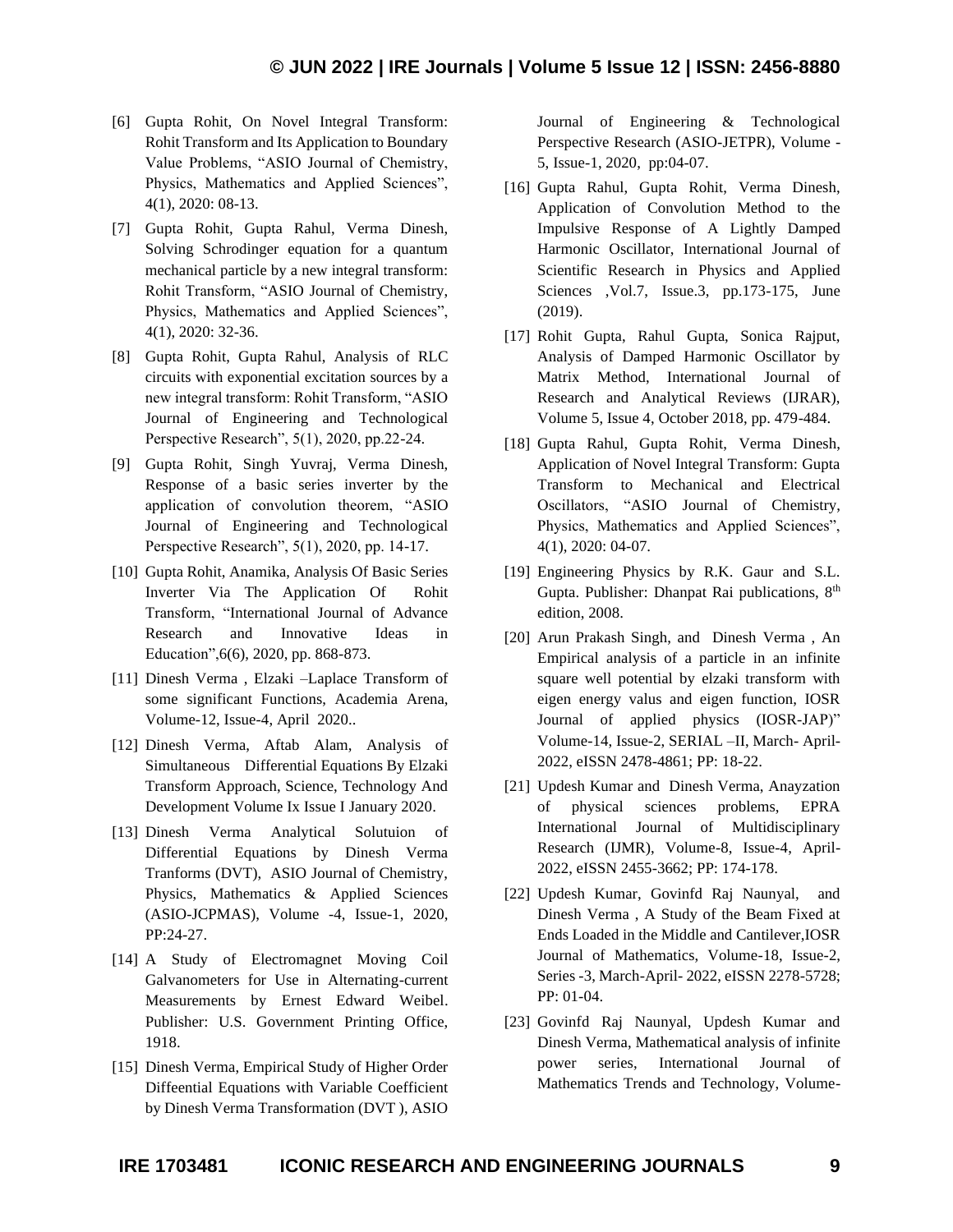[6] Gupta Rohit, On Novel Integral Transform: Rohit Transform and Its Application to Boundary Value Problems, "ASIO Journal of Chemistry, Physics, Mathematics and Applied Sciences", 4(1), 2020: 08-13.

[7] Gupta Rohit, Gupta Rahul, Verma Dinesh, Solving Schrodinger equation for a quantum mechanical particle by a new integral transform: Rohit Transform, "ASIO Journal of Chemistry, Physics, Mathematics and Applied Sciences", 4(1), 2020: 32-36.

[8] Gupta Rohit, Gupta Rahul, Analysis of RLC circuits with exponential excitation sources by a new integral transform: Rohit Transform, "ASIO Journal of Engineering and Technological Perspective Research", 5(1), 2020, pp.22-24.

[9] Gupta Rohit, Singh Yuvraj, Verma Dinesh, Response of a basic series inverter by the application of convolution theorem, "ASIO Journal of Engineering and Technological Perspective Research", 5(1), 2020, pp. 14-17.

[10] Gupta Rohit, Anamika, Analysis Of Basic Series Inverter Via The Application Of Rohit Transform, "International Journal of Advance Research and Innovative Ideas in Education",6(6), 2020, pp. 868-873.

[11] Dinesh Verma , Elzaki –Laplace Transform of some significant Functions, Academia Arena, Volume-12, Issue-4, April 2020..

[12] Dinesh Verma, Aftab Alam, Analysis of Simultaneous Differential Equations By Elzaki Transform Approach, Science, Technology And Development Volume Ix Issue I January 2020.

[13] Dinesh Verma Analytical Solutuion of Differential Equations by Dinesh Verma Tranforms (DVT), ASIO Journal of Chemistry, Physics, Mathematics & Applied Sciences (ASIO-JCPMAS), Volume -4, Issue-1, 2020, PP:24-27.

[14] A Study of Electromagnet Moving Coil Galvanometers for Use in Alternating-current Measurements by Ernest Edward Weibel. Publisher: U.S. Government Printing Office, 1918.

[15] Dinesh Verma, Empirical Study of Higher Order Diffeential Equations with Variable Coefficient by Dinesh Verma Transformation (DVT ), ASIO Journal of Engineering & Technological Perspective Research (ASIO-JETPR), Volume - 5, Issue-1, 2020, pp:04-07.

[16] Gupta Rahul, Gupta Rohit, Verma Dinesh, Application of Convolution Method to the Impulsive Response of A Lightly Damped Harmonic Oscillator, International Journal of Scientific Research in Physics and Applied Sciences ,Vol.7, Issue.3, pp.173-175, June (2019).

[17] Rohit Gupta, Rahul Gupta, Sonica Rajput, Analysis of Damped Harmonic Oscillator by Matrix Method, International Journal of Research and Analytical Reviews (IJRAR), Volume 5, Issue 4, October 2018, pp. 479-484.

[18] Gupta Rahul, Gupta Rohit, Verma Dinesh, Application of Novel Integral Transform: Gupta Transform to Mechanical and Electrical Oscillators, "ASIO Journal of Chemistry, Physics, Mathematics and Applied Sciences", 4(1), 2020: 04-07.

[19] Engineering Physics by R.K. Gaur and S.L. Gupta. Publisher: Dhanpat Rai publications, 8th edition, 2008.

[20] Arun Prakash Singh, and Dinesh Verma , An Empirical analysis of a particle in an infinite square well potential by elzaki transform with eigen energy valus and eigen function, IOSR Journal of applied physics (IOSR-JAP)" Volume-14, Issue-2, SERIAL –II, March- April-2022, eISSN 2478-4861; PP: 18-22.

[21] Updesh Kumar and Dinesh Verma, Anayzation of physical sciences problems, EPRA International Journal of Multidisciplinary Research (IJMR), Volume-8, Issue-4, April-2022, eISSN 2455-3662; PP: 174-178.

[22] Updesh Kumar, Govinfd Raj Naunyal, and Dinesh Verma , A Study of the Beam Fixed at Ends Loaded in the Middle and Cantilever,IOSR Journal of Mathematics, Volume-18, Issue-2, Series -3, March-April- 2022, eISSN 2278-5728; PP: 01-04.

[23] Govinfd Raj Naunyal, Updesh Kumar and Dinesh Verma, Mathematical analysis of infinite power series, International Journal of Mathematics Trends and Technology, Volume-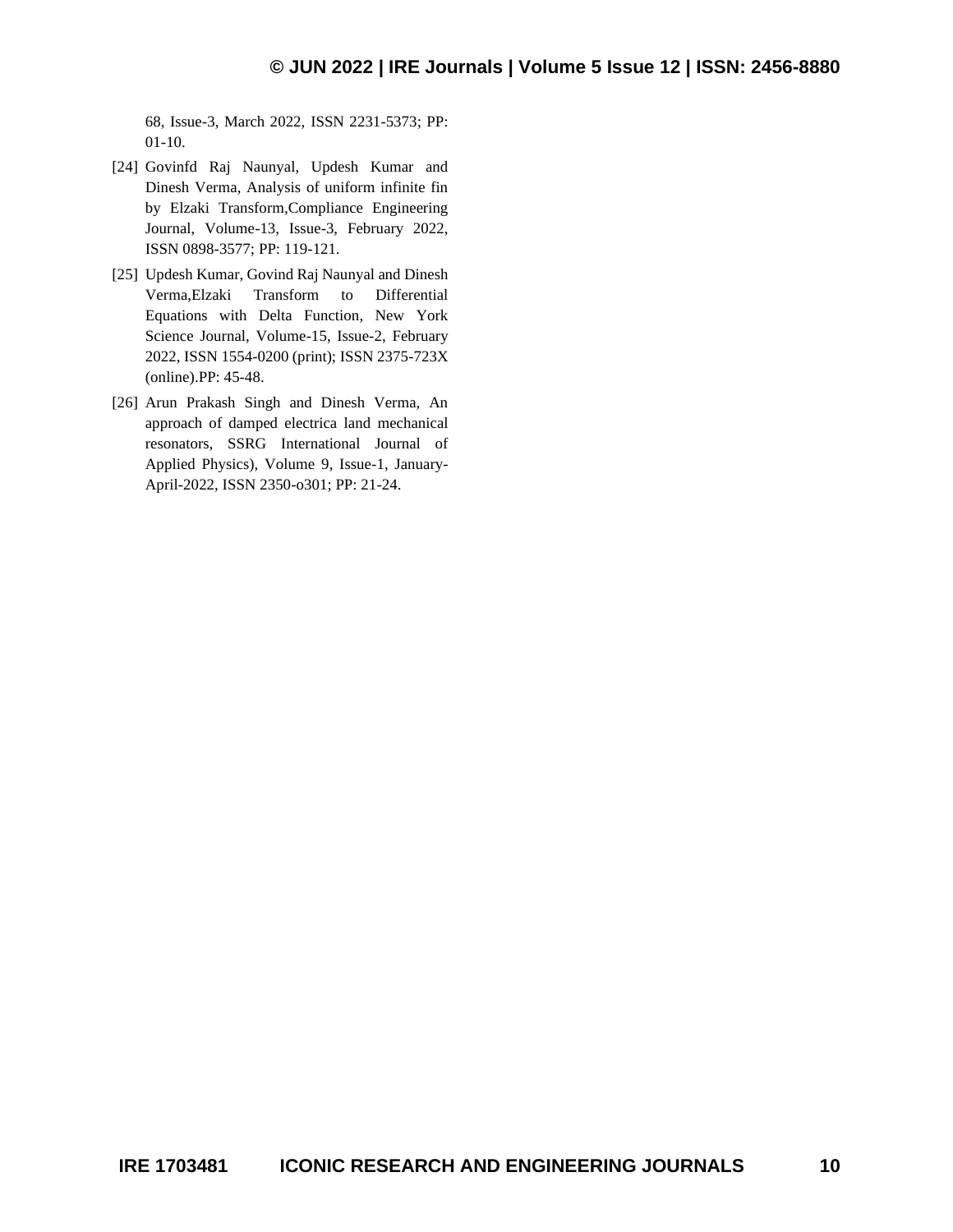68, Issue-3, March 2022, ISSN 2231-5373; PP: 01-10.

[24] Govinfd Raj Naunyal, Updesh Kumar and Dinesh Verma, Analysis of uniform infinite fin by Elzaki Transform,Compliance Engineering Journal, Volume-13, Issue-3, February 2022, ISSN 0898-3577; PP: 119-121.

[25] Updesh Kumar, Govind Raj Naunyal and Dinesh Verma,Elzaki Transform to Differential Equations with Delta Function, New York Science Journal, Volume-15, Issue-2, February 2022, ISSN 1554-0200 (print); ISSN 2375-723X (online).PP: 45-48.

[26] Arun Prakash Singh and Dinesh Verma, An approach of damped electrica land mechanical resonators, SSRG International Journal of Applied Physics), Volume 9, Issue-1, January-April-2022, ISSN 2350-o301; PP: 21-24.